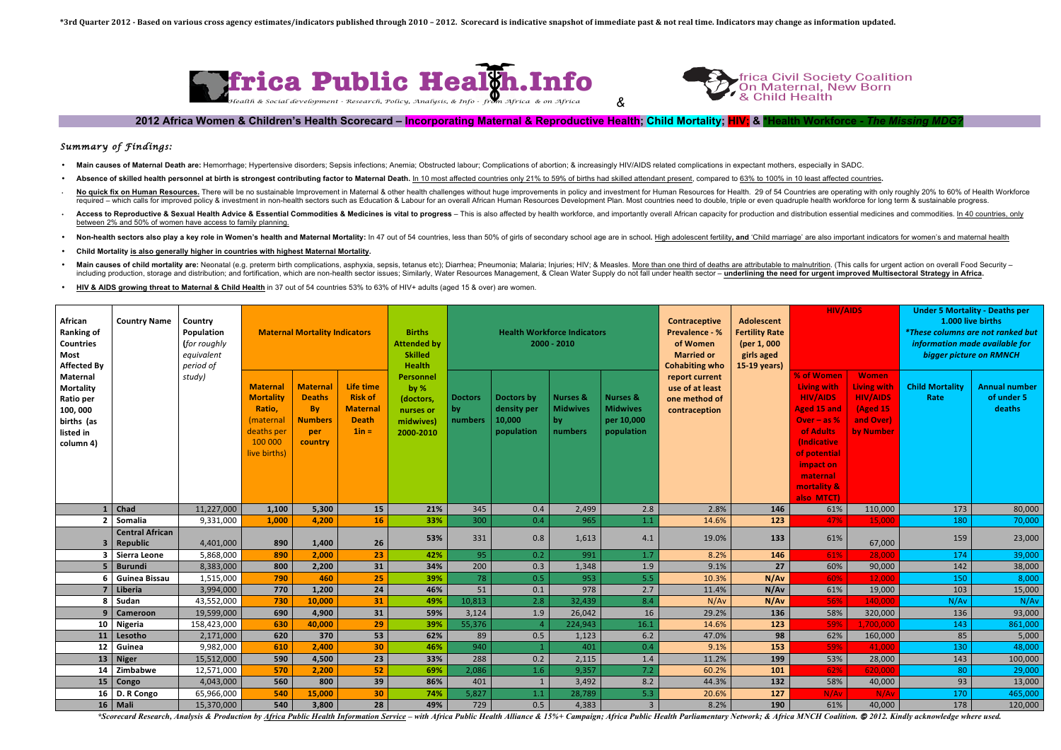*3rd Quarter 2012 - Based on various cross agency estimates/indicators published through 2010 – 2012. Scorecard is indicative snapshot of immediate past & not real time. Indicators may change as information updated.

# Africa Public Health.Info

*Health & Social development - Research, Policy, Analysis, & Info - from Africa & on Africa*

&

**Africa Civil Society Coalition On Maternal, New Born & Child Health**

## 2012 Africa Women & Children's Health Scorecard – Incorporating Maternal & Reproductive Health; Child Mortality; HIV; & *Health Workforce - The Missing MDG?

### *Summary of Findings:*

- **Main causes of Maternal Death are:** Hemorrhage; Hypertensive disorders; Sepsis infections; Anemia; Obstructed labour; Complications of abortion; & increasingly HIV/AIDS related complications in expectant mothers, especially in SADC.
- **Absence of skilled health personnel at birth is strongest contributing factor to Maternal Death.** In 10 most affected countries only 21% to 59% of births had skilled attendant present, compared to 63% to 100% in 10 least affected countries.
- **No quick fix on Human Resources.** There will be no sustainable Improvement in Maternal & other health challenges without huge improvements in policy and investment for Human Resources for Health. 29 of 54 Countries are operating with only roughly 20% to 60% of Health Workforce required – which calls for improved policy & investment in non-health sectors such as Education & Labour for an overall African Human Resources Development Plan. Most countries need to double, triple or even quadruple health workforce for long term & sustainable progress.
- **Access to Reproductive & Sexual Health Advice & Essential Commodities & Medicines is vital to progress** – This is also affected by health workforce, and importantly overall African capacity for production and distribution essential medicines and commodities. In 40 countries, only between 2% and 50% of women have access to family planning.
- **Non-health sectors also play a key role in Women's health and Maternal Mortality:** In 47 out of 54 countries, less than 50% of girls of secondary school age are in school. High adolescent fertility, and 'Child marriage' are also important indicators for women's and maternal health
- **Child Mortality is also generally higher in countries with highest Maternal Mortality.**
- **Main causes of child mortality are:** Neonatal (e.g. preterm birth complications, asphyxia, sepsis, tetanus etc); Diarrhea; Pneumonia; Malaria; Injuries; HIV; & Measles. More than one third of deaths are attributable to malnutrition. (This calls for urgent action on overall Food Security – including production, storage and distribution; and fortification, which are non-health sector issues; Similarly, Water Resources Management, & Clean Water Supply do not fall under health sector – **underlining the need for urgent improved Multisectoral Strategy in Africa.**
- **HIV & AIDS growing threat to Maternal & Child Health** in 37 out of 54 countries 53% to 63% of HIV+ adults (aged 15 & over) are women.

| African Ranking of Countries Most Affected By Maternal Mortality Ratio per 100, 000 births (as listed in column 4) | Country Name | Country Population (*for roughly equivalent period of study*) | Maternal Mortality Indicators | | | Births Attended by Skilled Health Personnel | Health Workforce Indicators 2000 - 2010 | | | | Contraceptive Prevalence - % of Women Married or Cohabiting who report current use of at least one method of contraception | Adolescent Fertility Rate (per 1, 000 girls aged 15-19 years) | HIV/AIDS | | Under 5 Mortality - Deaths per 1.000 live births *These columns are not ranked but information made available for bigger picture on RMNCH* | |
|---|---|---|---|---|---|---|---|---|---|---|---|---|---|---|---|---|
| | | | Maternal Mortality Ratio, (maternal deaths per 100 000 live births) | Maternal Deaths By Numbers per country | Life time Risk of Maternal Death 1in = | by % (doctors, nurses or midwives) 2000-2010 | Doctors by numbers | Doctors by density per 10,000 population | Nurses & Midwives by numbers | Nurses & Midwives per 10,000 population | | | % of Women Living with HIV/AIDS Aged 15 and Over – as % of Adults (Indicative of potential impact on maternal mortality & also MTCT) | Women Living with HIV/AIDS (Aged 15 and Over) by Number | Child Mortality Rate | Annual number of under 5 deaths |
| 1 | Chad | 11,227,000 | 1,100 | 5,300 | 15 | 21% | 345 | 0.4 | 2,499 | 2.8 | 2.8% | 146 | 61% | 110,000 | 173 | 80,000 |
| 2 | Somalia | 9,331,000 | 1,000 | 4,200 | 16 | 33% | 300 | 0.4 | 965 | 1.1 | 14.6% | 123 | 47% | 15,000 | 180 | 70,000 |
| 3 | Central African Republic | 4,401,000 | 890 | 1,400 | 26 | 53% | 331 | 0.8 | 1,613 | 4.1 | 19.0% | 133 | 61% | 67,000 | 159 | 23,000 |
| 3 | Sierra Leone | 5,868,000 | 890 | 2,000 | 23 | 42% | 95 | 0.2 | 991 | 1.7 | 8.2% | 146 | 61% | 28,000 | 174 | 39,000 |
| 5 | Burundi | 8,383,000 | 800 | 2,200 | 31 | 34% | 200 | 0.3 | 1,348 | 1.9 | 9.1% | 27 | 60% | 90,000 | 142 | 38,000 |
| 6 | Guinea Bissau | 1,515,000 | 790 | 460 | 25 | 39% | 78 | 0.5 | 953 | 5.5 | 10.3% | N/Av | 60% | 12,000 | 150 | 8,000 |
| 7 | Liberia | 3,994,000 | 770 | 1,200 | 24 | 46% | 51 | 0.1 | 978 | 2.7 | 11.4% | N/Av | 61% | 19,000 | 103 | 15,000 |
| 8 | Sudan | 43,552,000 | 730 | 10,000 | 31 | 49% | 10,813 | 2.8 | 32,439 | 8.4 | N/Av | N/Av | 56% | 140,000 | N/Av | N/Av |
| 9 | Cameroon | 19,599,000 | 690 | 4,900 | 31 | 59% | 3,124 | 1.9 | 26,042 | 16 | 29.2% | 136 | 58% | 320,000 | 136 | 93,000 |
| 10 | Nigeria | 158,423,000 | 630 | 40,000 | 29 | 39% | 55,376 | 4 | 224,943 | 16.1 | 14.6% | 123 | 59% | 1,700,000 | 143 | 861,000 |
| 11 | Lesotho | 2,171,000 | 620 | 370 | 53 | 62% | 89 | 0.5 | 1,123 | 6.2 | 47.0% | 98 | 62% | 160,000 | 85 | 5,000 |
| 12 | Guinea | 9,982,000 | 610 | 2,400 | 30 | 46% | 940 | 1 | 401 | 0.4 | 9.1% | 153 | 59% | 41,000 | 130 | 48,000 |
| 13 | Niger | 15,512,000 | 590 | 4,500 | 23 | 33% | 288 | 0.2 | 2,115 | 1.4 | 11.2% | 199 | 53% | 28,000 | 143 | 100,000 |
| 14 | Zimbabwe | 12,571,000 | 570 | 2,200 | 52 | 69% | 2,086 | 1.6 | 9,357 | 7.2 | 60.2% | 101 | 62% | 620,000 | 80 | 29,000 |
| 15 | Congo | 4,043,000 | 560 | 800 | 39 | 86% | 401 | 1 | 3,492 | 8.2 | 44.3% | 132 | 58% | 40,000 | 93 | 13,000 |
| 16 | D. R Congo | 65,966,000 | 540 | 15,000 | 30 | 74% | 5,827 | 1.1 | 28,789 | 5.3 | 20.6% | 127 | N/Av | N/Av | 170 | 465,000 |
| 16 | Mali | 15,370,000 | 540 | 3,800 | 28 | 49% | 729 | 0.5 | 4,383 | 3 | 8.2% | 190 | 61% | 40,000 | 178 | 120,000 |

*\*Scorecard Research, Analysis & Production by Africa Public Health Information Service – with Africa Public Health Alliance & 15%+ Campaign; Africa Public Health Parliamentary Network; & Africa MNCH Coalition. © 2012. Kindly acknowledge where used.*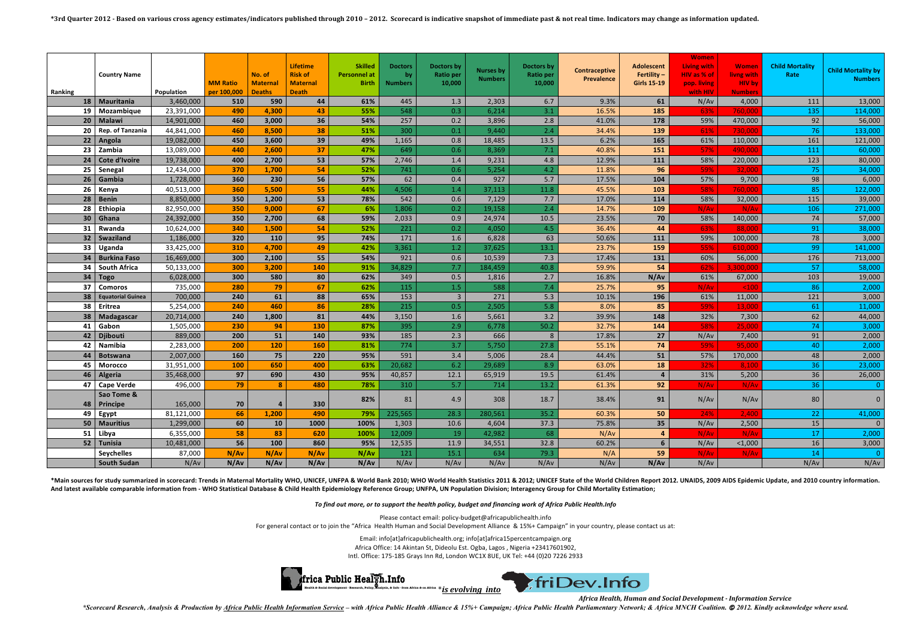*3rd Quarter 2012 - Based on various cross agency estimates/indicators published through 2010 – 2012. Scorecard is indicative snapshot of immediate past & not real time. Indicators may change as information updated.

| Ranking | Country Name | Population | MM Ratio per 100,000 | No. of Maternal Deaths | Lifetime Risk of Maternal Death | Skilled Personnel at Birth | Doctors by Numbers | Doctors by Ratio per 10,000 | Nurses by Numbers | Doctors by Ratio per 10,000 | Contraceptive Prevalence | Adolescent Fertility – Girls 15-19 | Women Living with HIV as % of pop. living with HIV | Women living with HIV by Numbers | Child Mortality Rate | Child Mortality by Numbers |
|---|---|---|---|---|---|---|---|---|---|---|---|---|---|---|---|---|
| 18 | Mauritania | 3,460,000 | 510 | 590 | 44 | 61% | 445 | 1.3 | 2,303 | 6.7 | 9.3% | 61 | N/Av | 4,000 | 111 | 13,000 |
| 19 | Mozambique | 23,391,000 | 490 | 4,300 | 43 | 55% | 548 | 0.3 | 6,214 | 3.1 | 16.5% | 185 | 63% | 760,000 | 135 | 114,000 |
| 20 | Malawi | 14,901,000 | 460 | 3,000 | 36 | 54% | 257 | 0.2 | 3,896 | 2.8 | 41.0% | 178 | 59% | 470,000 | 92 | 56,000 |
| 20 | Rep. of Tanzania | 44,841,000 | 460 | 8,500 | 38 | 51% | 300 | 0.1 | 9,440 | 2.4 | 34.4% | 139 | 61% | 730,000 | 76 | 133,000 |
| 22 | Angola | 19,082,000 | 450 | 3,600 | 39 | 49% | 1,165 | 0.8 | 18,485 | 13.5 | 6.2% | 165 | 61% | 110,000 | 161 | 121,000 |
| 23 | Zambia | 13,089,000 | 440 | 2,600 | 37 | 47% | 649 | 0.6 | 8,369 | 7.1 | 40.8% | 151 | 57% | 490,000 | 111 | 60,000 |
| 24 | Cote d'Ivoire | 19,738,000 | 400 | 2,700 | 53 | 57% | 2,746 | 1.4 | 9,231 | 4.8 | 12.9% | 111 | 58% | 220,000 | 123 | 80,000 |
| 25 | Senegal | 12,434,000 | 370 | 1,700 | 54 | 52% | 741 | 0.6 | 5,254 | 4.2 | 11.8% | 96 | 59% | 32,000 | 75 | 34,000 |
| 26 | Gambia | 1,728,000 | 360 | 230 | 56 | 57% | 62 | 0.4 | 927 | 5.7 | 17.5% | 104 | 57% | 9,700 | 98 | 6,000 |
| 26 | Kenya | 40,513,000 | 360 | 5,500 | 55 | 44% | 4,506 | 1.4 | 37,113 | 11.8 | 45.5% | 103 | 58% | 760,000 | 85 | 122,000 |
| 28 | Benin | 8,850,000 | 350 | 1,200 | 53 | 78% | 542 | 0.6 | 7,129 | 7.7 | 17.0% | 114 | 58% | 32,000 | 115 | 39,000 |
| 28 | Ethiopia | 82,950,000 | 350 | 9,000 | 67 | 6% | 1,806 | 0.2 | 19,158 | 2.4 | 14.7% | 109 | N/Av | N/Av | 106 | 271,000 |
| 30 | Ghana | 24,392,000 | 350 | 2,700 | 68 | 59% | 2,033 | 0.9 | 24,974 | 10.5 | 23.5% | 70 | 58% | 140,000 | 74 | 57,000 |
| 31 | Rwanda | 10,624,000 | 340 | 1,500 | 54 | 52% | 221 | 0.2 | 4,050 | 4.5 | 36.4% | 44 | 63% | 88,000 | 91 | 38,000 |
| 32 | Swaziland | 1,186,000 | 320 | 110 | 95 | 74% | 171 | 1.6 | 6,828 | 63 | 50.6% | 111 | 59% | 100,000 | 78 | 3,000 |
| 33 | Uganda | 33,425,000 | 310 | 4,700 | 49 | 42% | 3,361 | 1.2 | 37,625 | 13.1 | 23.7% | 159 | 55% | 610,000 | 99 | 141,000 |
| 34 | Burkina Faso | 16,469,000 | 300 | 2,100 | 55 | 54% | 921 | 0.6 | 10,539 | 7.3 | 17.4% | 131 | 60% | 56,000 | 176 | 713,000 |
| 34 | South Africa | 50,133,000 | 300 | 3,200 | 140 | 91% | 34,829 | 7.7 | 184,459 | 40.8 | 59.9% | 54 | 62% | 3,300,000 | 57 | 58,000 |
| 34 | Togo | 6,028,000 | 300 | 580 | 80 | 62% | 349 | 0.5 | 1,816 | 2.7 | 16.8% | N/Av | 61% | 67,000 | 103 | 19,000 |
| 37 | Comoros | 735,000 | 280 | 79 | 67 | 62% | 115 | 1.5 | 588 | 7.4 | 25.7% | 95 | N/Av | <100 | 86 | 2,000 |
| 38 | Equatorial Guinea | 700,000 | 240 | 61 | 88 | 65% | 153 | 3 | 271 | 5.3 | 10.1% | 196 | 61% | 11,000 | 121 | 3,000 |
| 38 | Eritrea | 5,254,000 | 240 | 460 | 86 | 28% | 215 | 0.5 | 2,505 | 5.8 | 8.0% | 85 | 59% | 13,000 | 61 | 11,000 |
| 38 | Madagascar | 20,714,000 | 240 | 1,800 | 81 | 44% | 3,150 | 1.6 | 5,661 | 3.2 | 39.9% | 148 | 32% | 7,300 | 62 | 44,000 |
| 41 | Gabon | 1,505,000 | 230 | 94 | 130 | 87% | 395 | 2.9 | 6,778 | 50.2 | 32.7% | 144 | 58% | 25,000 | 74 | 3,000 |
| 42 | Djibouti | 889,000 | 200 | 51 | 140 | 93% | 185 | 2.3 | 666 | 8 | 17.8% | 27 | N/Av | 7,400 | 91 | 2,000 |
| 42 | Namibia | 2,283,000 | 200 | 120 | 160 | 81% | 774 | 3.7 | 5,750 | 27.8 | 55.1% | 74 | 59% | 95,000 | 40 | 2,000 |
| 44 | Botswana | 2,007,000 | 160 | 75 | 220 | 95% | 591 | 3.4 | 5,006 | 28.4 | 44.4% | 51 | 57% | 170,000 | 48 | 2,000 |
| 45 | Morocco | 31,951,000 | 100 | 650 | 400 | 63% | 20,682 | 6.2 | 29,689 | 8.9 | 63.0% | 18 | 32% | 8,100 | 36 | 23,000 |
| 46 | Algeria | 35,468,000 | 97 | 690 | 430 | 95% | 40,857 | 12.1 | 65,919 | 19.5 | 61.4% | 4 | 31% | 5,200 | 36 | 26,000 |
| 47 | Cape Verde | 496,000 | 79 | 8 | 480 | 78% | 310 | 5.7 | 714 | 13.2 | 61.3% | 92 | N/Av | N/Av | 36 | 0 |
| 48 | Sao Tome & Principe | 165,000 | 70 | 4 | 330 | 82% | 81 | 4.9 | 308 | 18.7 | 38.4% | 91 | N/Av | N/Av | 80 | 0 |
| 49 | Egypt | 81,121,000 | 66 | 1,200 | 490 | 79% | 225,565 | 28.3 | 280,561 | 35.2 | 60.3% | 50 | 24% | 2,400 | 22 | 41,000 |
| 50 | Mauritius | 1,299,000 | 60 | 10 | 1000 | 100% | 1,303 | 10.6 | 4,604 | 37.3 | 75.8% | 35 | N/Av | 2,500 | 15 | 0 |
| 51 | Libya | 6,355,000 | 58 | 83 | 620 | 100% | 12,009 | 19 | 42,982 | 68 | N/Av | 4 | N/Av | N/Av | 17 | 2,000 |
| 52 | Tunisia | 10,481,000 | 56 | 100 | 860 | 95% | 12,535 | 11.9 | 34,551 | 32.8 | 60.2% | 6 | N/Av | <1,000 | 16 | 3,000 |
| | Seychelles | 87,000 | N/Av | N/Av | N/Av | N/Av | 121 | 15.1 | 634 | 79.3 | N/A | 59 | N/Av | N/Av | 14 | 0 |
| | South Sudan | N/Av | N/Av | N/Av | N/Av | N/Av | N/Av | N/Av | N/Av | N/Av | N/Av | N/Av | N/Av | | N/Av | N/Av |

**\*Main sources for study summarized in scorecard: Trends in Maternal Mortality WHO, UNICEF, UNFPA & World Bank 2010; WHO World Health Statistics 2011 & 2012; UNICEF State of the World Children Report 2012. UNAIDS, 2009 AIDS Epidemic Update, and 2010 country information. And latest available comparable information from - WHO Statistical Database & Child Health Epidemiology Reference Group; UNFPA, UN Population Division; Interagency Group for Child Mortality Estimation;**

***To find out more, or to support the health policy, budget and financing work of Africa Public Health.Info***

Please contact email: policy-budget@africapublichealth.info

For general contact or to join the "Africa Health Human and Social Development Alliance & 15%+ Campaign" in your country, please contact us at:

Email: info[at]africapublichealth.org; info[at]africa15percentcampaign.org

Africa Office: 14 Akintan St, Dideolu Est. Ogba, Lagos , Nigeria +23417601902,

Intl. Office: 175-185 Grays Inn Rd, London WC1X 8UE, UK Tel: +44 (0)20 7226 2933

Africa Public Health.Info – Health & Social development - Research, Policy, Analysis, & Info - from Africa & on Africa *is evolving into* AfriDev.Info

*Africa Health, Human and Social Development - Information Service*

*\*Scorecard Research, Analysis & Production by Africa Public Health Information Service – with Africa Public Health Alliance & 15%+ Campaign; Africa Public Health Parliamentary Network; & Africa MNCH Coalition. © 2012. Kindly acknowledge where used.*